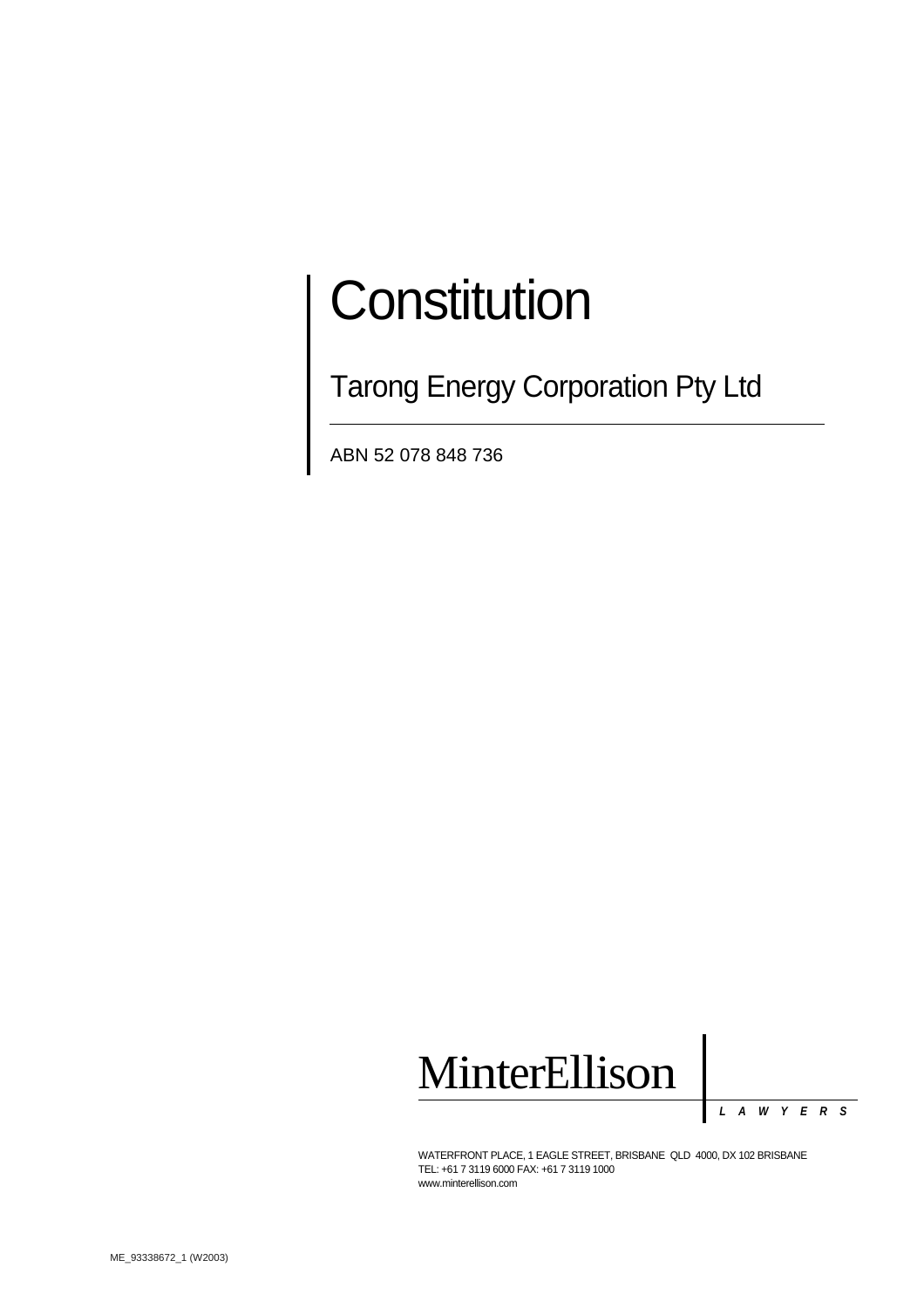# Constitution

## Tarong Energy Corporation Pty Ltd

ABN 52 078 848 736

MinterEllison

LAWYERS

WATERFRONT PLACE, 1 EAGLE STREET, BRISBANE QLD 4000, DX 102 BRISBANE
TEL: +61 7 3119 6000 FAX: +61 7 3119 1000
www.minterellison.com

ME_93338672_1 (W2003)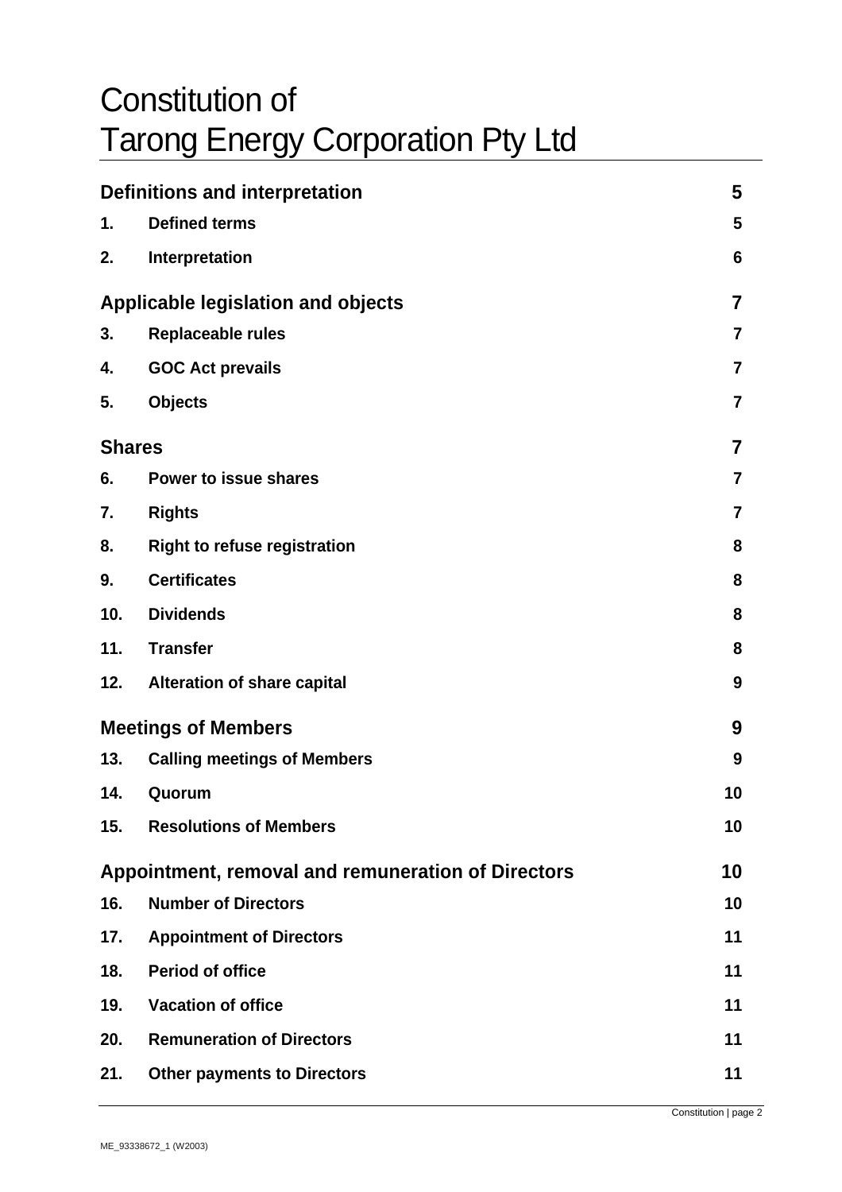# Constitution of Tarong Energy Corporation Pty Ltd

| | | |
|---|---|---|
| **Definitions and interpretation** | | **5** |
| **1.** | **Defined terms** | **5** |
| **2.** | **Interpretation** | **6** |
| **Applicable legislation and objects** | | **7** |
| **3.** | **Replaceable rules** | **7** |
| **4.** | **GOC Act prevails** | **7** |
| **5.** | **Objects** | **7** |
| **Shares** | | **7** |
| **6.** | **Power to issue shares** | **7** |
| **7.** | **Rights** | **7** |
| **8.** | **Right to refuse registration** | **8** |
| **9.** | **Certificates** | **8** |
| **10.** | **Dividends** | **8** |
| **11.** | **Transfer** | **8** |
| **12.** | **Alteration of share capital** | **9** |
| **Meetings of Members** | | **9** |
| **13.** | **Calling meetings of Members** | **9** |
| **14.** | **Quorum** | **10** |
| **15.** | **Resolutions of Members** | **10** |
| **Appointment, removal and remuneration of Directors** | | **10** |
| **16.** | **Number of Directors** | **10** |
| **17.** | **Appointment of Directors** | **11** |
| **18.** | **Period of office** | **11** |
| **19.** | **Vacation of office** | **11** |
| **20.** | **Remuneration of Directors** | **11** |
| **21.** | **Other payments to Directors** | **11** |

ME_93338672_1 (W2003)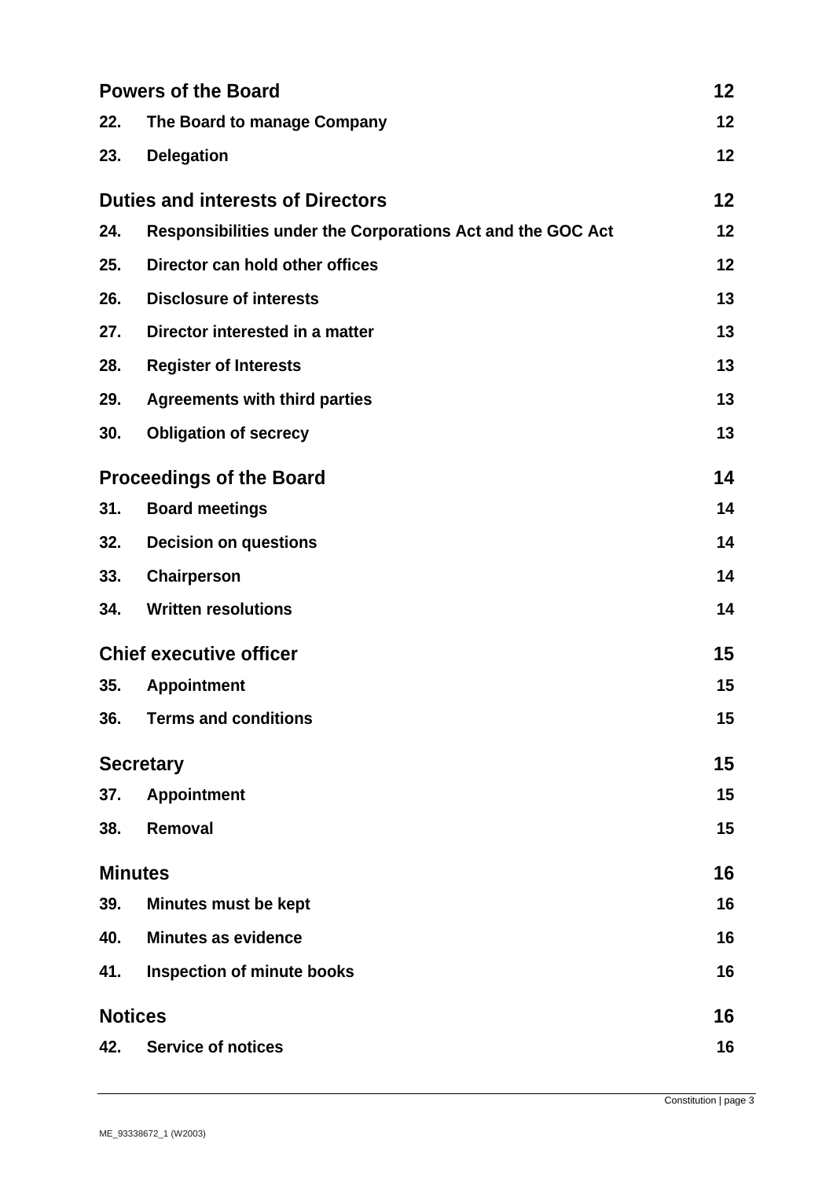| | | |
|---|---|---|
| **Powers of the Board** | | **12** |
| **22.** | **The Board to manage Company** | **12** |
| **23.** | **Delegation** | **12** |
| **Duties and interests of Directors** | | **12** |
| **24.** | **Responsibilities under the Corporations Act and the GOC Act** | **12** |
| **25.** | **Director can hold other offices** | **12** |
| **26.** | **Disclosure of interests** | **13** |
| **27.** | **Director interested in a matter** | **13** |
| **28.** | **Register of Interests** | **13** |
| **29.** | **Agreements with third parties** | **13** |
| **30.** | **Obligation of secrecy** | **13** |
| **Proceedings of the Board** | | **14** |
| **31.** | **Board meetings** | **14** |
| **32.** | **Decision on questions** | **14** |
| **33.** | **Chairperson** | **14** |
| **34.** | **Written resolutions** | **14** |
| **Chief executive officer** | | **15** |
| **35.** | **Appointment** | **15** |
| **36.** | **Terms and conditions** | **15** |
| **Secretary** | | **15** |
| **37.** | **Appointment** | **15** |
| **38.** | **Removal** | **15** |
| **Minutes** | | **16** |
| **39.** | **Minutes must be kept** | **16** |
| **40.** | **Minutes as evidence** | **16** |
| **41.** | **Inspection of minute books** | **16** |
| **Notices** | | **16** |
| **42.** | **Service of notices** | **16** |

ME_93338672_1 (W2003)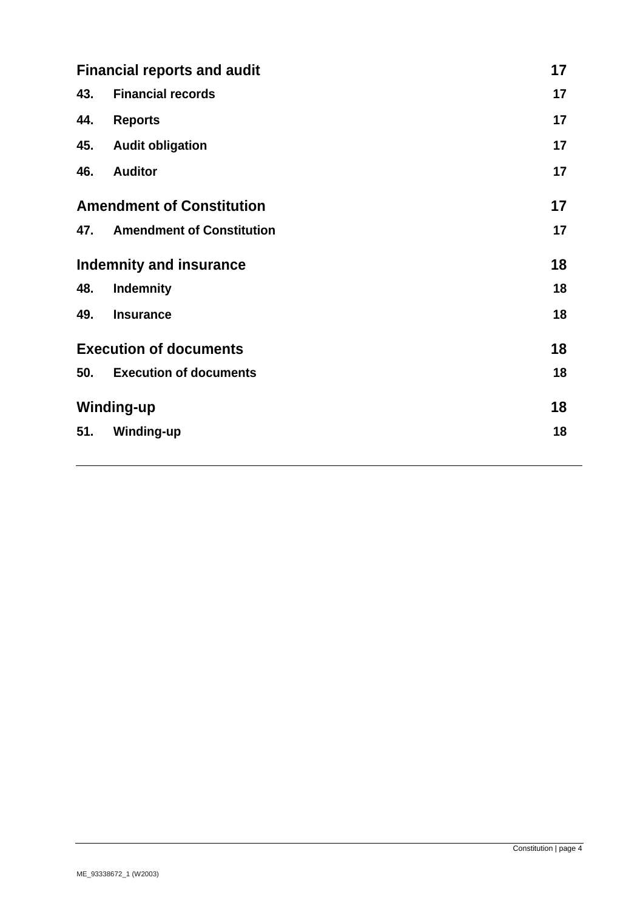| | | |
|---|---|---|
| **Financial reports and audit** | | **17** |
| **43.** | **Financial records** | **17** |
| **44.** | **Reports** | **17** |
| **45.** | **Audit obligation** | **17** |
| **46.** | **Auditor** | **17** |
| **Amendment of Constitution** | | **17** |
| **47.** | **Amendment of Constitution** | **17** |
| **Indemnity and insurance** | | **18** |
| **48.** | **Indemnity** | **18** |
| **49.** | **Insurance** | **18** |
| **Execution of documents** | | **18** |
| **50.** | **Execution of documents** | **18** |
| **Winding-up** | | **18** |
| **51.** | **Winding-up** | **18** |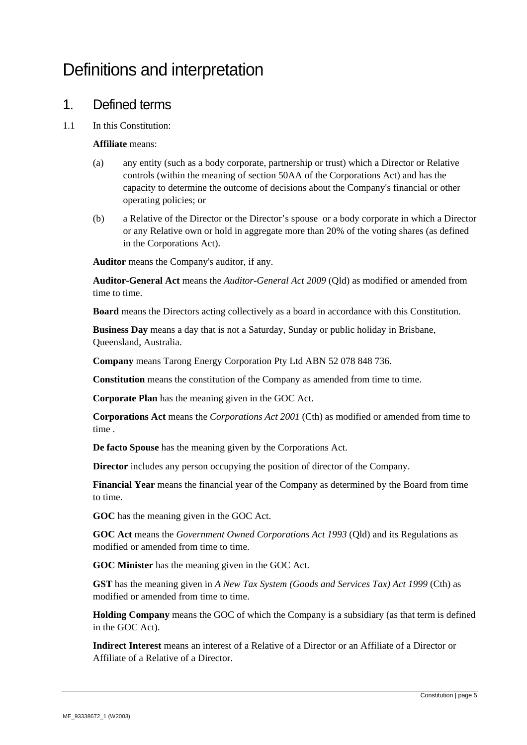# Definitions and interpretation

## 1. Defined terms

1.1 In this Constitution:

**Affiliate** means:

(a) any entity (such as a body corporate, partnership or trust) which a Director or Relative controls (within the meaning of section 50AA of the Corporations Act) and has the capacity to determine the outcome of decisions about the Company's financial or other operating policies; or

(b) a Relative of the Director or the Director's spouse or a body corporate in which a Director or any Relative own or hold in aggregate more than 20% of the voting shares (as defined in the Corporations Act).

**Auditor** means the Company's auditor, if any.

**Auditor-General Act** means the *Auditor-General Act 2009* (Qld) as modified or amended from time to time.

**Board** means the Directors acting collectively as a board in accordance with this Constitution.

**Business Day** means a day that is not a Saturday, Sunday or public holiday in Brisbane, Queensland, Australia.

**Company** means Tarong Energy Corporation Pty Ltd ABN 52 078 848 736.

**Constitution** means the constitution of the Company as amended from time to time.

**Corporate Plan** has the meaning given in the GOC Act.

**Corporations Act** means the *Corporations Act 2001* (Cth) as modified or amended from time to time .

**De facto Spouse** has the meaning given by the Corporations Act.

**Director** includes any person occupying the position of director of the Company.

**Financial Year** means the financial year of the Company as determined by the Board from time to time.

**GOC** has the meaning given in the GOC Act.

**GOC Act** means the *Government Owned Corporations Act 1993* (Qld) and its Regulations as modified or amended from time to time.

**GOC Minister** has the meaning given in the GOC Act.

**GST** has the meaning given in *A New Tax System (Goods and Services Tax) Act 1999* (Cth) as modified or amended from time to time.

**Holding Company** means the GOC of which the Company is a subsidiary (as that term is defined in the GOC Act).

**Indirect Interest** means an interest of a Relative of a Director or an Affiliate of a Director or Affiliate of a Relative of a Director.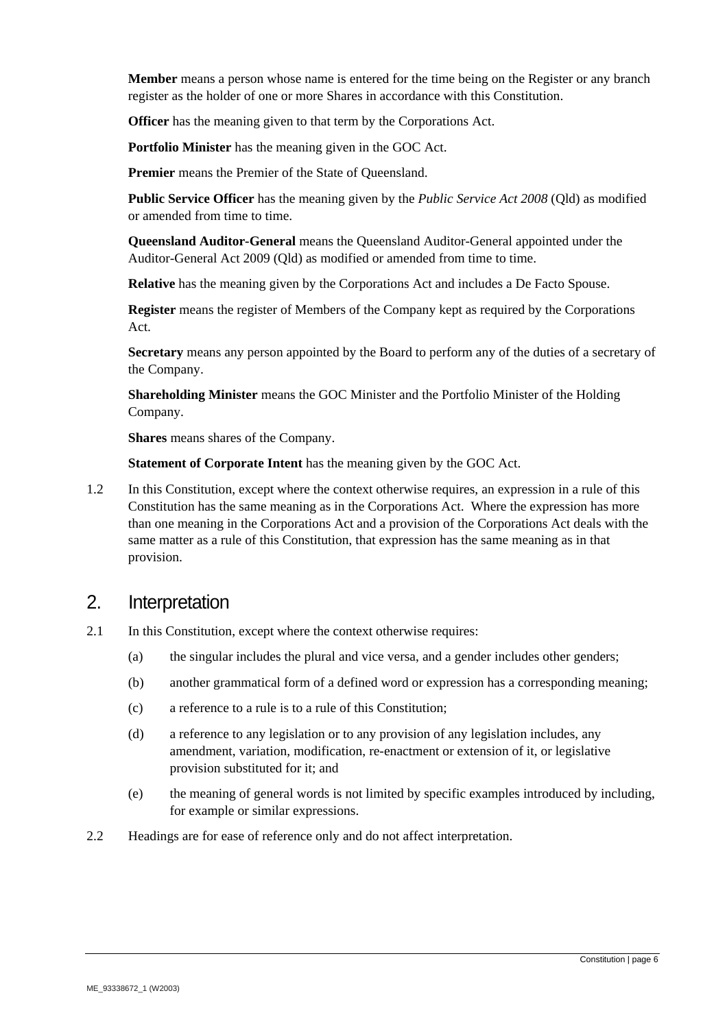**Member** means a person whose name is entered for the time being on the Register or any branch register as the holder of one or more Shares in accordance with this Constitution.

**Officer** has the meaning given to that term by the Corporations Act.

**Portfolio Minister** has the meaning given in the GOC Act.

**Premier** means the Premier of the State of Queensland.

**Public Service Officer** has the meaning given by the *Public Service Act 2008* (Qld) as modified or amended from time to time.

**Queensland Auditor-General** means the Queensland Auditor-General appointed under the Auditor-General Act 2009 (Qld) as modified or amended from time to time.

**Relative** has the meaning given by the Corporations Act and includes a De Facto Spouse.

**Register** means the register of Members of the Company kept as required by the Corporations Act.

**Secretary** means any person appointed by the Board to perform any of the duties of a secretary of the Company.

**Shareholding Minister** means the GOC Minister and the Portfolio Minister of the Holding Company.

**Shares** means shares of the Company.

**Statement of Corporate Intent** has the meaning given by the GOC Act.

1.2 In this Constitution, except where the context otherwise requires, an expression in a rule of this Constitution has the same meaning as in the Corporations Act. Where the expression has more than one meaning in the Corporations Act and a provision of the Corporations Act deals with the same matter as a rule of this Constitution, that expression has the same meaning as in that provision.

## 2. Interpretation

2.1 In this Constitution, except where the context otherwise requires:

(a) the singular includes the plural and vice versa, and a gender includes other genders;

(b) another grammatical form of a defined word or expression has a corresponding meaning;

(c) a reference to a rule is to a rule of this Constitution;

(d) a reference to any legislation or to any provision of any legislation includes, any amendment, variation, modification, re-enactment or extension of it, or legislative provision substituted for it; and

(e) the meaning of general words is not limited by specific examples introduced by including, for example or similar expressions.

2.2 Headings are for ease of reference only and do not affect interpretation.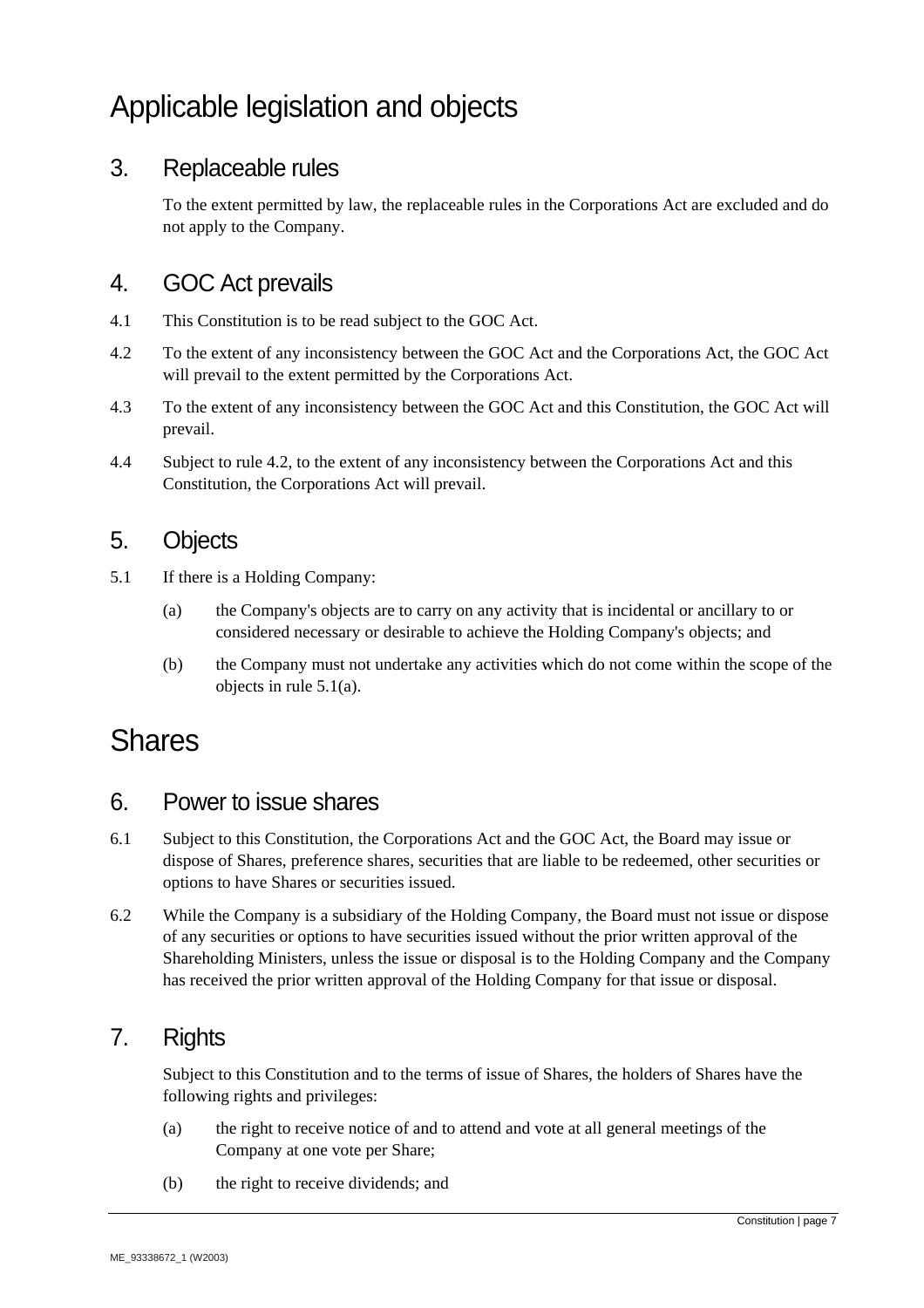# Applicable legislation and objects

## 3. Replaceable rules

To the extent permitted by law, the replaceable rules in the Corporations Act are excluded and do not apply to the Company.

## 4. GOC Act prevails

4.1 This Constitution is to be read subject to the GOC Act.

4.2 To the extent of any inconsistency between the GOC Act and the Corporations Act, the GOC Act will prevail to the extent permitted by the Corporations Act.

4.3 To the extent of any inconsistency between the GOC Act and this Constitution, the GOC Act will prevail.

4.4 Subject to rule 4.2, to the extent of any inconsistency between the Corporations Act and this Constitution, the Corporations Act will prevail.

## 5. Objects

5.1 If there is a Holding Company:

(a) the Company's objects are to carry on any activity that is incidental or ancillary to or considered necessary or desirable to achieve the Holding Company's objects; and

(b) the Company must not undertake any activities which do not come within the scope of the objects in rule 5.1(a).

# Shares

## 6. Power to issue shares

6.1 Subject to this Constitution, the Corporations Act and the GOC Act, the Board may issue or dispose of Shares, preference shares, securities that are liable to be redeemed, other securities or options to have Shares or securities issued.

6.2 While the Company is a subsidiary of the Holding Company, the Board must not issue or dispose of any securities or options to have securities issued without the prior written approval of the Shareholding Ministers, unless the issue or disposal is to the Holding Company and the Company has received the prior written approval of the Holding Company for that issue or disposal.

## 7. Rights

Subject to this Constitution and to the terms of issue of Shares, the holders of Shares have the following rights and privileges:

(a) the right to receive notice of and to attend and vote at all general meetings of the Company at one vote per Share;

(b) the right to receive dividends; and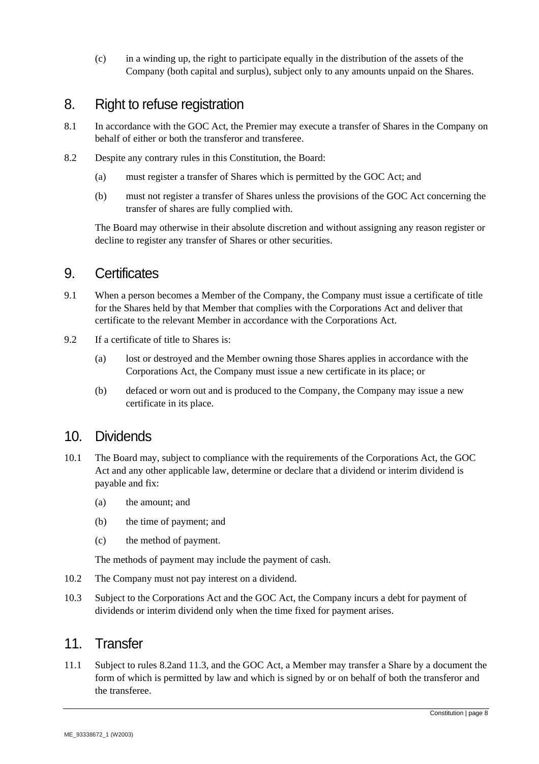(c) in a winding up, the right to participate equally in the distribution of the assets of the Company (both capital and surplus), subject only to any amounts unpaid on the Shares.

## 8. Right to refuse registration

8.1 In accordance with the GOC Act, the Premier may execute a transfer of Shares in the Company on behalf of either or both the transferor and transferee.

8.2 Despite any contrary rules in this Constitution, the Board:

(a) must register a transfer of Shares which is permitted by the GOC Act; and

(b) must not register a transfer of Shares unless the provisions of the GOC Act concerning the transfer of shares are fully complied with.

The Board may otherwise in their absolute discretion and without assigning any reason register or decline to register any transfer of Shares or other securities.

## 9. Certificates

9.1 When a person becomes a Member of the Company, the Company must issue a certificate of title for the Shares held by that Member that complies with the Corporations Act and deliver that certificate to the relevant Member in accordance with the Corporations Act.

9.2 If a certificate of title to Shares is:

(a) lost or destroyed and the Member owning those Shares applies in accordance with the Corporations Act, the Company must issue a new certificate in its place; or

(b) defaced or worn out and is produced to the Company, the Company may issue a new certificate in its place.

## 10. Dividends

10.1 The Board may, subject to compliance with the requirements of the Corporations Act, the GOC Act and any other applicable law, determine or declare that a dividend or interim dividend is payable and fix:

(a) the amount; and

(b) the time of payment; and

(c) the method of payment.

The methods of payment may include the payment of cash.

10.2 The Company must not pay interest on a dividend.

10.3 Subject to the Corporations Act and the GOC Act, the Company incurs a debt for payment of dividends or interim dividend only when the time fixed for payment arises.

## 11. Transfer

11.1 Subject to rules 8.2and 11.3, and the GOC Act, a Member may transfer a Share by a document the form of which is permitted by law and which is signed by or on behalf of both the transferor and the transferee.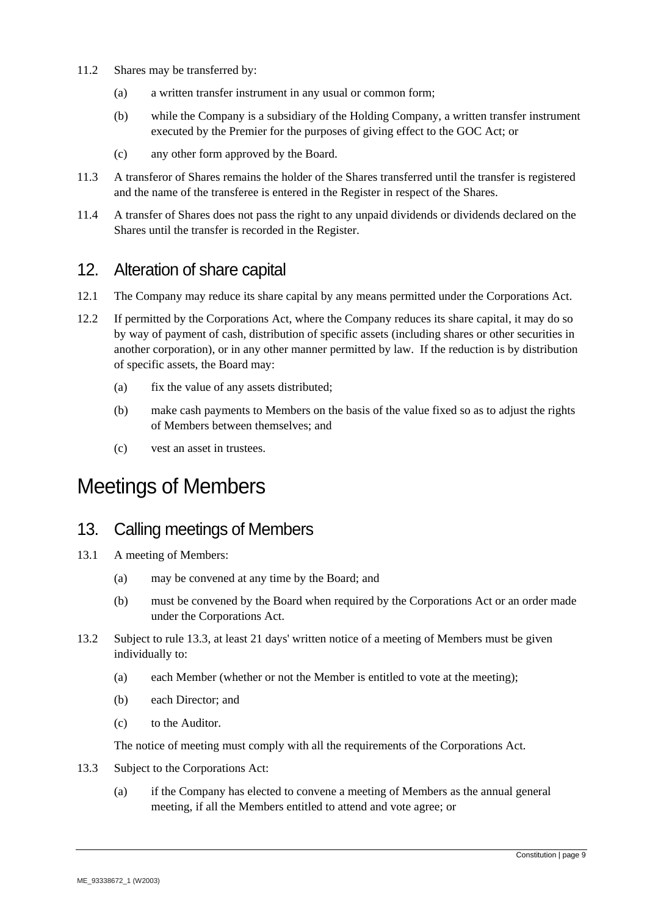11.2 Shares may be transferred by:

(a) a written transfer instrument in any usual or common form;

(b) while the Company is a subsidiary of the Holding Company, a written transfer instrument executed by the Premier for the purposes of giving effect to the GOC Act; or

(c) any other form approved by the Board.

11.3 A transferor of Shares remains the holder of the Shares transferred until the transfer is registered and the name of the transferee is entered in the Register in respect of the Shares.

11.4 A transfer of Shares does not pass the right to any unpaid dividends or dividends declared on the Shares until the transfer is recorded in the Register.

## 12. Alteration of share capital

12.1 The Company may reduce its share capital by any means permitted under the Corporations Act.

12.2 If permitted by the Corporations Act, where the Company reduces its share capital, it may do so by way of payment of cash, distribution of specific assets (including shares or other securities in another corporation), or in any other manner permitted by law. If the reduction is by distribution of specific assets, the Board may:

(a) fix the value of any assets distributed;

(b) make cash payments to Members on the basis of the value fixed so as to adjust the rights of Members between themselves; and

(c) vest an asset in trustees.

# Meetings of Members

## 13. Calling meetings of Members

13.1 A meeting of Members:

(a) may be convened at any time by the Board; and

(b) must be convened by the Board when required by the Corporations Act or an order made under the Corporations Act.

13.2 Subject to rule 13.3, at least 21 days' written notice of a meeting of Members must be given individually to:

(a) each Member (whether or not the Member is entitled to vote at the meeting);

(b) each Director; and

(c) to the Auditor.

The notice of meeting must comply with all the requirements of the Corporations Act.

13.3 Subject to the Corporations Act:

(a) if the Company has elected to convene a meeting of Members as the annual general meeting, if all the Members entitled to attend and vote agree; or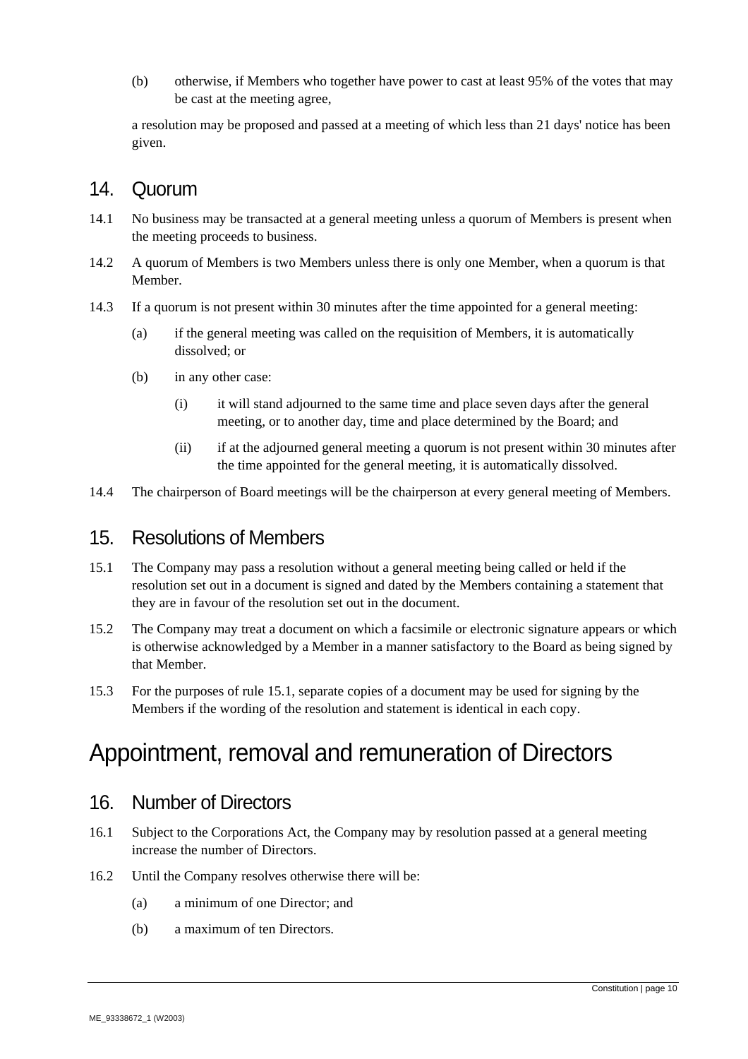(b) otherwise, if Members who together have power to cast at least 95% of the votes that may be cast at the meeting agree,

a resolution may be proposed and passed at a meeting of which less than 21 days' notice has been given.

## 14. Quorum

14.1 No business may be transacted at a general meeting unless a quorum of Members is present when the meeting proceeds to business.

14.2 A quorum of Members is two Members unless there is only one Member, when a quorum is that Member.

14.3 If a quorum is not present within 30 minutes after the time appointed for a general meeting:

(a) if the general meeting was called on the requisition of Members, it is automatically dissolved; or

(b) in any other case:

(i) it will stand adjourned to the same time and place seven days after the general meeting, or to another day, time and place determined by the Board; and

(ii) if at the adjourned general meeting a quorum is not present within 30 minutes after the time appointed for the general meeting, it is automatically dissolved.

14.4 The chairperson of Board meetings will be the chairperson at every general meeting of Members.

## 15. Resolutions of Members

15.1 The Company may pass a resolution without a general meeting being called or held if the resolution set out in a document is signed and dated by the Members containing a statement that they are in favour of the resolution set out in the document.

15.2 The Company may treat a document on which a facsimile or electronic signature appears or which is otherwise acknowledged by a Member in a manner satisfactory to the Board as being signed by that Member.

15.3 For the purposes of rule 15.1, separate copies of a document may be used for signing by the Members if the wording of the resolution and statement is identical in each copy.

# Appointment, removal and remuneration of Directors

## 16. Number of Directors

16.1 Subject to the Corporations Act, the Company may by resolution passed at a general meeting increase the number of Directors.

16.2 Until the Company resolves otherwise there will be:

(a) a minimum of one Director; and

(b) a maximum of ten Directors.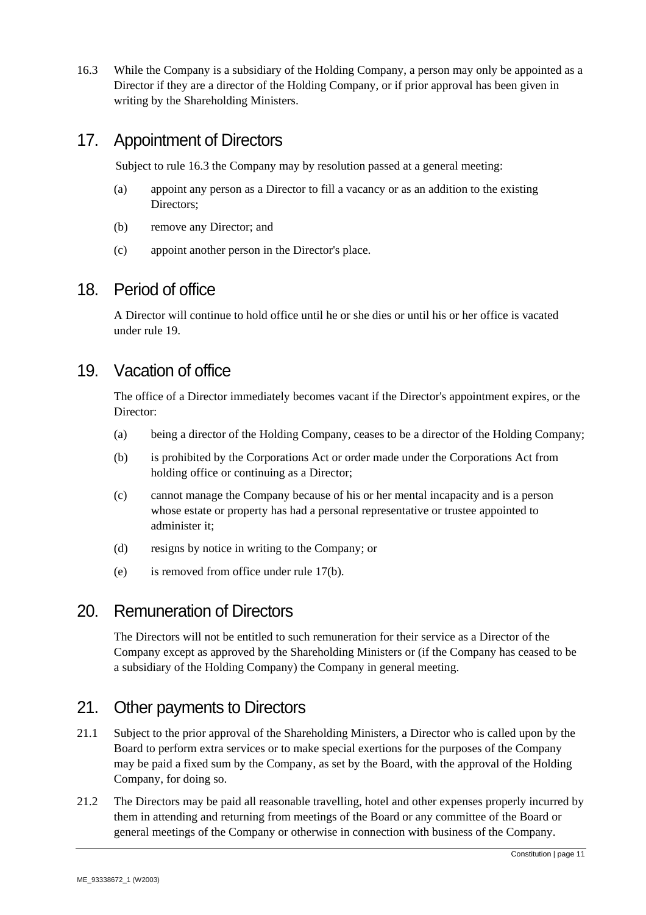16.3 While the Company is a subsidiary of the Holding Company, a person may only be appointed as a Director if they are a director of the Holding Company, or if prior approval has been given in writing by the Shareholding Ministers.

## 17. Appointment of Directors

Subject to rule 16.3 the Company may by resolution passed at a general meeting:

(a) appoint any person as a Director to fill a vacancy or as an addition to the existing Directors;

(b) remove any Director; and

(c) appoint another person in the Director's place.

## 18. Period of office

A Director will continue to hold office until he or she dies or until his or her office is vacated under rule 19.

## 19. Vacation of office

The office of a Director immediately becomes vacant if the Director's appointment expires, or the Director:

(a) being a director of the Holding Company, ceases to be a director of the Holding Company;

(b) is prohibited by the Corporations Act or order made under the Corporations Act from holding office or continuing as a Director;

(c) cannot manage the Company because of his or her mental incapacity and is a person whose estate or property has had a personal representative or trustee appointed to administer it;

(d) resigns by notice in writing to the Company; or

(e) is removed from office under rule 17(b).

## 20. Remuneration of Directors

The Directors will not be entitled to such remuneration for their service as a Director of the Company except as approved by the Shareholding Ministers or (if the Company has ceased to be a subsidiary of the Holding Company) the Company in general meeting.

## 21. Other payments to Directors

21.1 Subject to the prior approval of the Shareholding Ministers, a Director who is called upon by the Board to perform extra services or to make special exertions for the purposes of the Company may be paid a fixed sum by the Company, as set by the Board, with the approval of the Holding Company, for doing so.

21.2 The Directors may be paid all reasonable travelling, hotel and other expenses properly incurred by them in attending and returning from meetings of the Board or any committee of the Board or general meetings of the Company or otherwise in connection with business of the Company.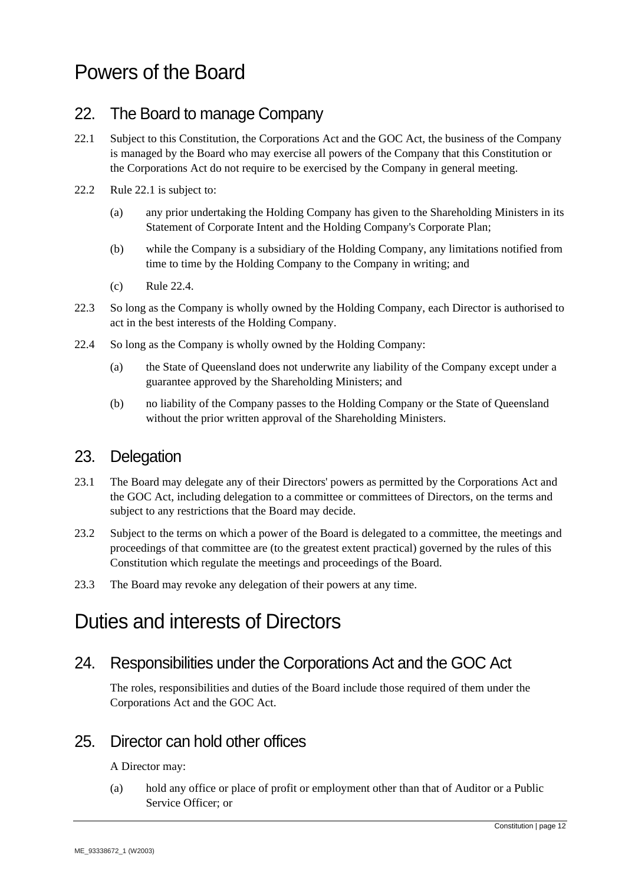# Powers of the Board

## 22. The Board to manage Company

22.1 Subject to this Constitution, the Corporations Act and the GOC Act, the business of the Company is managed by the Board who may exercise all powers of the Company that this Constitution or the Corporations Act do not require to be exercised by the Company in general meeting.

22.2 Rule 22.1 is subject to:

(a) any prior undertaking the Holding Company has given to the Shareholding Ministers in its Statement of Corporate Intent and the Holding Company's Corporate Plan;

(b) while the Company is a subsidiary of the Holding Company, any limitations notified from time to time by the Holding Company to the Company in writing; and

(c) Rule 22.4.

22.3 So long as the Company is wholly owned by the Holding Company, each Director is authorised to act in the best interests of the Holding Company.

22.4 So long as the Company is wholly owned by the Holding Company:

(a) the State of Queensland does not underwrite any liability of the Company except under a guarantee approved by the Shareholding Ministers; and

(b) no liability of the Company passes to the Holding Company or the State of Queensland without the prior written approval of the Shareholding Ministers.

## 23. Delegation

23.1 The Board may delegate any of their Directors' powers as permitted by the Corporations Act and the GOC Act, including delegation to a committee or committees of Directors, on the terms and subject to any restrictions that the Board may decide.

23.2 Subject to the terms on which a power of the Board is delegated to a committee, the meetings and proceedings of that committee are (to the greatest extent practical) governed by the rules of this Constitution which regulate the meetings and proceedings of the Board.

23.3 The Board may revoke any delegation of their powers at any time.

# Duties and interests of Directors

## 24. Responsibilities under the Corporations Act and the GOC Act

The roles, responsibilities and duties of the Board include those required of them under the Corporations Act and the GOC Act.

## 25. Director can hold other offices

A Director may:

(a) hold any office or place of profit or employment other than that of Auditor or a Public Service Officer; or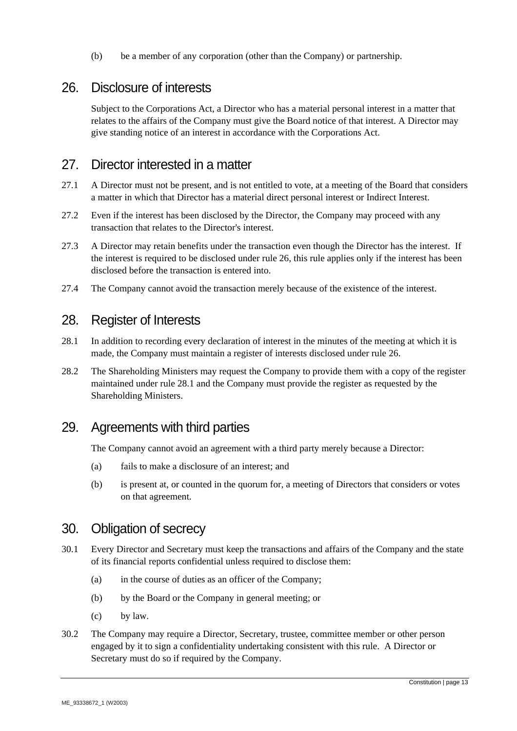(b) be a member of any corporation (other than the Company) or partnership.

## 26. Disclosure of interests

Subject to the Corporations Act, a Director who has a material personal interest in a matter that relates to the affairs of the Company must give the Board notice of that interest. A Director may give standing notice of an interest in accordance with the Corporations Act.

## 27. Director interested in a matter

27.1 A Director must not be present, and is not entitled to vote, at a meeting of the Board that considers a matter in which that Director has a material direct personal interest or Indirect Interest.

27.2 Even if the interest has been disclosed by the Director, the Company may proceed with any transaction that relates to the Director's interest.

27.3 A Director may retain benefits under the transaction even though the Director has the interest. If the interest is required to be disclosed under rule 26, this rule applies only if the interest has been disclosed before the transaction is entered into.

27.4 The Company cannot avoid the transaction merely because of the existence of the interest.

## 28. Register of Interests

28.1 In addition to recording every declaration of interest in the minutes of the meeting at which it is made, the Company must maintain a register of interests disclosed under rule 26.

28.2 The Shareholding Ministers may request the Company to provide them with a copy of the register maintained under rule 28.1 and the Company must provide the register as requested by the Shareholding Ministers.

## 29. Agreements with third parties

The Company cannot avoid an agreement with a third party merely because a Director:

(a) fails to make a disclosure of an interest; and

(b) is present at, or counted in the quorum for, a meeting of Directors that considers or votes on that agreement.

## 30. Obligation of secrecy

30.1 Every Director and Secretary must keep the transactions and affairs of the Company and the state of its financial reports confidential unless required to disclose them:

(a) in the course of duties as an officer of the Company;

(b) by the Board or the Company in general meeting; or

(c) by law.

30.2 The Company may require a Director, Secretary, trustee, committee member or other person engaged by it to sign a confidentiality undertaking consistent with this rule. A Director or Secretary must do so if required by the Company.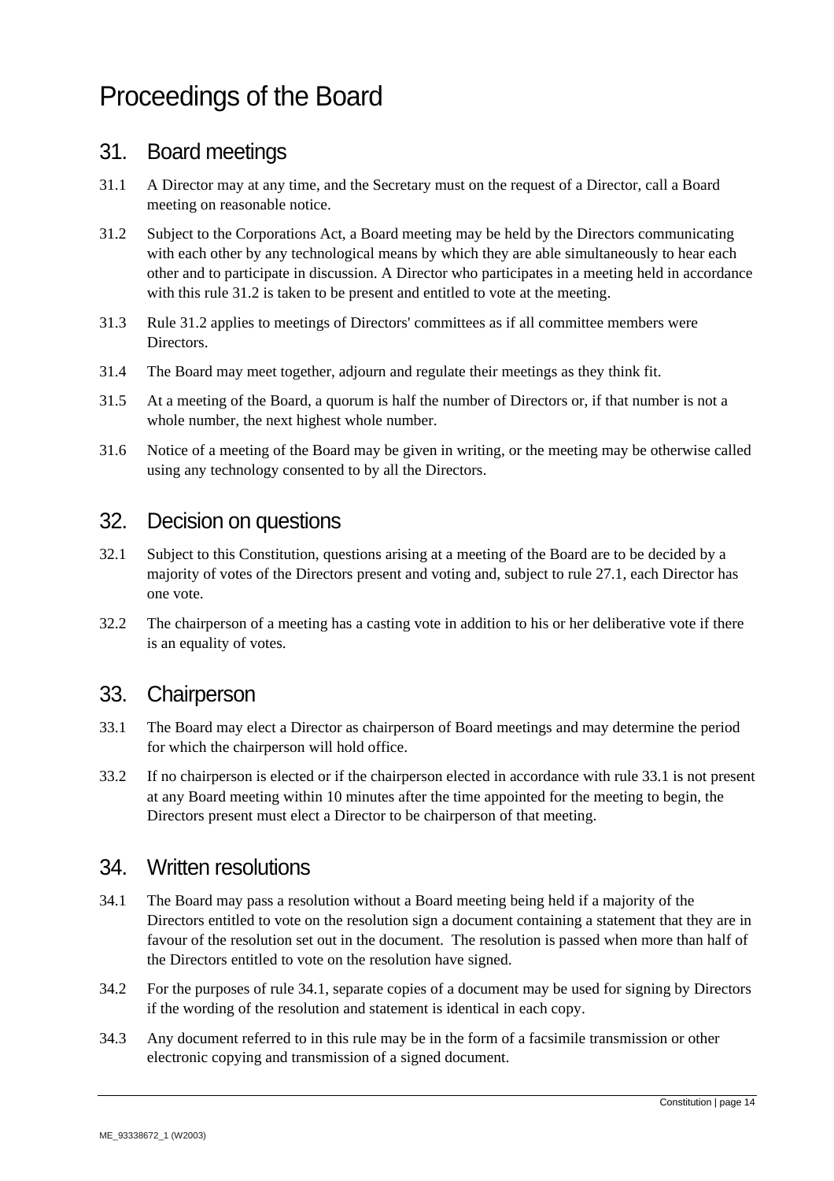# Proceedings of the Board

## 31. Board meetings

31.1 A Director may at any time, and the Secretary must on the request of a Director, call a Board meeting on reasonable notice.

31.2 Subject to the Corporations Act, a Board meeting may be held by the Directors communicating with each other by any technological means by which they are able simultaneously to hear each other and to participate in discussion. A Director who participates in a meeting held in accordance with this rule 31.2 is taken to be present and entitled to vote at the meeting.

31.3 Rule 31.2 applies to meetings of Directors' committees as if all committee members were Directors.

31.4 The Board may meet together, adjourn and regulate their meetings as they think fit.

31.5 At a meeting of the Board, a quorum is half the number of Directors or, if that number is not a whole number, the next highest whole number.

31.6 Notice of a meeting of the Board may be given in writing, or the meeting may be otherwise called using any technology consented to by all the Directors.

## 32. Decision on questions

32.1 Subject to this Constitution, questions arising at a meeting of the Board are to be decided by a majority of votes of the Directors present and voting and, subject to rule 27.1, each Director has one vote.

32.2 The chairperson of a meeting has a casting vote in addition to his or her deliberative vote if there is an equality of votes.

## 33. Chairperson

33.1 The Board may elect a Director as chairperson of Board meetings and may determine the period for which the chairperson will hold office.

33.2 If no chairperson is elected or if the chairperson elected in accordance with rule 33.1 is not present at any Board meeting within 10 minutes after the time appointed for the meeting to begin, the Directors present must elect a Director to be chairperson of that meeting.

## 34. Written resolutions

34.1 The Board may pass a resolution without a Board meeting being held if a majority of the Directors entitled to vote on the resolution sign a document containing a statement that they are in favour of the resolution set out in the document. The resolution is passed when more than half of the Directors entitled to vote on the resolution have signed.

34.2 For the purposes of rule 34.1, separate copies of a document may be used for signing by Directors if the wording of the resolution and statement is identical in each copy.

34.3 Any document referred to in this rule may be in the form of a facsimile transmission or other electronic copying and transmission of a signed document.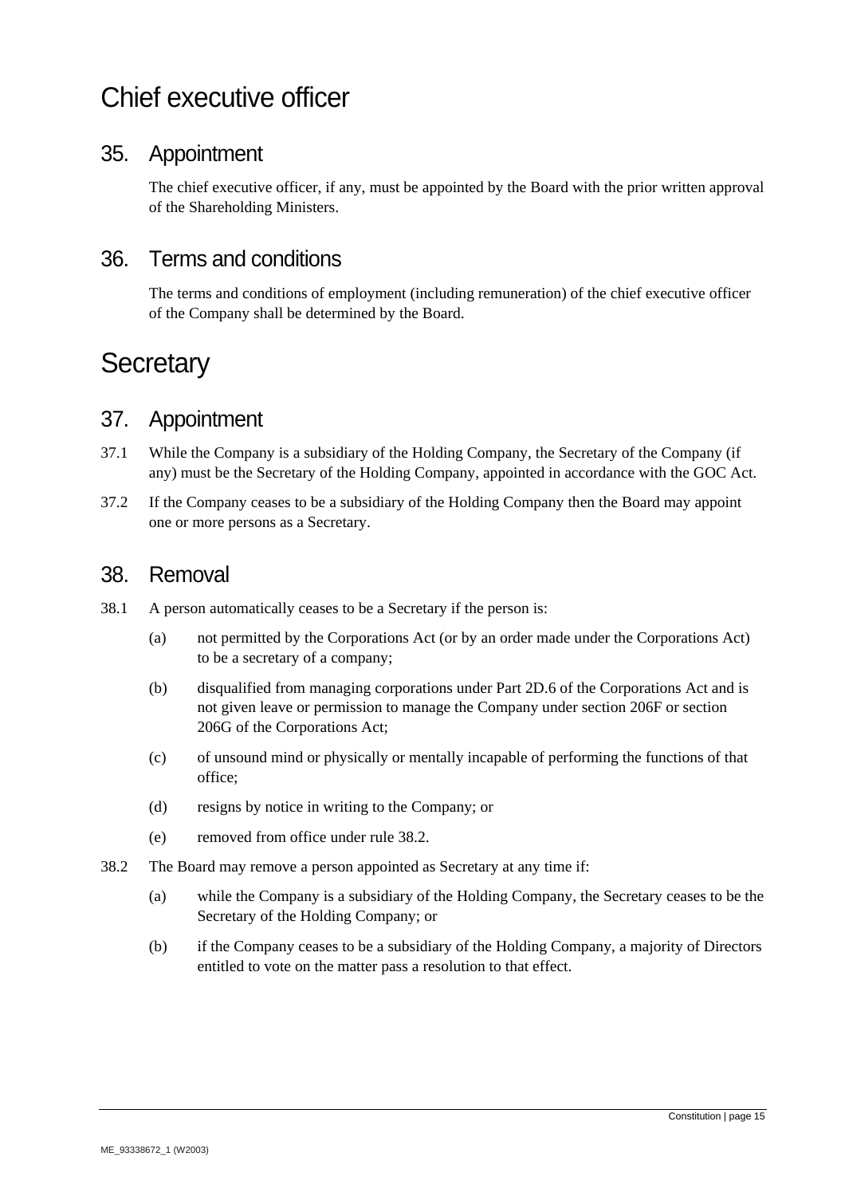# Chief executive officer

## 35. Appointment

The chief executive officer, if any, must be appointed by the Board with the prior written approval of the Shareholding Ministers.

## 36. Terms and conditions

The terms and conditions of employment (including remuneration) of the chief executive officer of the Company shall be determined by the Board.

# Secretary

## 37. Appointment

37.1 While the Company is a subsidiary of the Holding Company, the Secretary of the Company (if any) must be the Secretary of the Holding Company, appointed in accordance with the GOC Act.

37.2 If the Company ceases to be a subsidiary of the Holding Company then the Board may appoint one or more persons as a Secretary.

## 38. Removal

38.1 A person automatically ceases to be a Secretary if the person is:

(a) not permitted by the Corporations Act (or by an order made under the Corporations Act) to be a secretary of a company;

(b) disqualified from managing corporations under Part 2D.6 of the Corporations Act and is not given leave or permission to manage the Company under section 206F or section 206G of the Corporations Act;

(c) of unsound mind or physically or mentally incapable of performing the functions of that office;

(d) resigns by notice in writing to the Company; or

(e) removed from office under rule 38.2.

38.2 The Board may remove a person appointed as Secretary at any time if:

(a) while the Company is a subsidiary of the Holding Company, the Secretary ceases to be the Secretary of the Holding Company; or

(b) if the Company ceases to be a subsidiary of the Holding Company, a majority of Directors entitled to vote on the matter pass a resolution to that effect.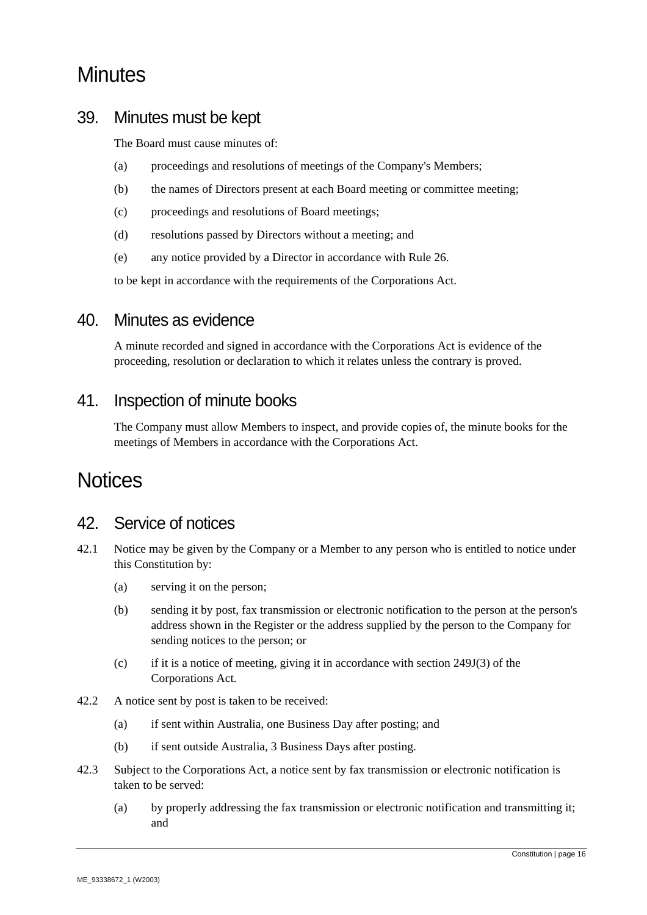# Minutes

## 39. Minutes must be kept

The Board must cause minutes of:

(a) proceedings and resolutions of meetings of the Company's Members;

(b) the names of Directors present at each Board meeting or committee meeting;

(c) proceedings and resolutions of Board meetings;

(d) resolutions passed by Directors without a meeting; and

(e) any notice provided by a Director in accordance with Rule 26.

to be kept in accordance with the requirements of the Corporations Act.

## 40. Minutes as evidence

A minute recorded and signed in accordance with the Corporations Act is evidence of the proceeding, resolution or declaration to which it relates unless the contrary is proved.

## 41. Inspection of minute books

The Company must allow Members to inspect, and provide copies of, the minute books for the meetings of Members in accordance with the Corporations Act.

# Notices

## 42. Service of notices

42.1 Notice may be given by the Company or a Member to any person who is entitled to notice under this Constitution by:

(a) serving it on the person;

(b) sending it by post, fax transmission or electronic notification to the person at the person's address shown in the Register or the address supplied by the person to the Company for sending notices to the person; or

(c) if it is a notice of meeting, giving it in accordance with section 249J(3) of the Corporations Act.

42.2 A notice sent by post is taken to be received:

(a) if sent within Australia, one Business Day after posting; and

(b) if sent outside Australia, 3 Business Days after posting.

42.3 Subject to the Corporations Act, a notice sent by fax transmission or electronic notification is taken to be served:

(a) by properly addressing the fax transmission or electronic notification and transmitting it; and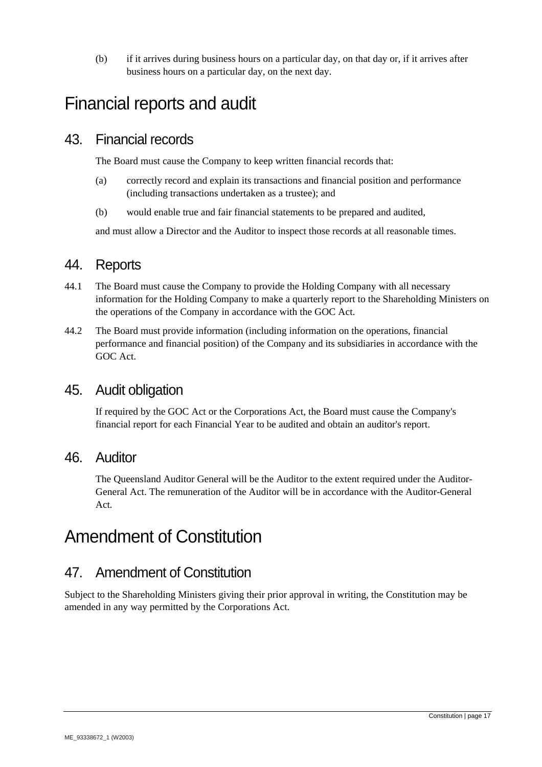(b) if it arrives during business hours on a particular day, on that day or, if it arrives after business hours on a particular day, on the next day.

# Financial reports and audit

## 43. Financial records

The Board must cause the Company to keep written financial records that:

(a) correctly record and explain its transactions and financial position and performance (including transactions undertaken as a trustee); and

(b) would enable true and fair financial statements to be prepared and audited,

and must allow a Director and the Auditor to inspect those records at all reasonable times.

## 44. Reports

44.1 The Board must cause the Company to provide the Holding Company with all necessary information for the Holding Company to make a quarterly report to the Shareholding Ministers on the operations of the Company in accordance with the GOC Act.

44.2 The Board must provide information (including information on the operations, financial performance and financial position) of the Company and its subsidiaries in accordance with the GOC Act.

## 45. Audit obligation

If required by the GOC Act or the Corporations Act, the Board must cause the Company's financial report for each Financial Year to be audited and obtain an auditor's report.

## 46. Auditor

The Queensland Auditor General will be the Auditor to the extent required under the Auditor-General Act. The remuneration of the Auditor will be in accordance with the Auditor-General Act.

# Amendment of Constitution

## 47. Amendment of Constitution

Subject to the Shareholding Ministers giving their prior approval in writing, the Constitution may be amended in any way permitted by the Corporations Act.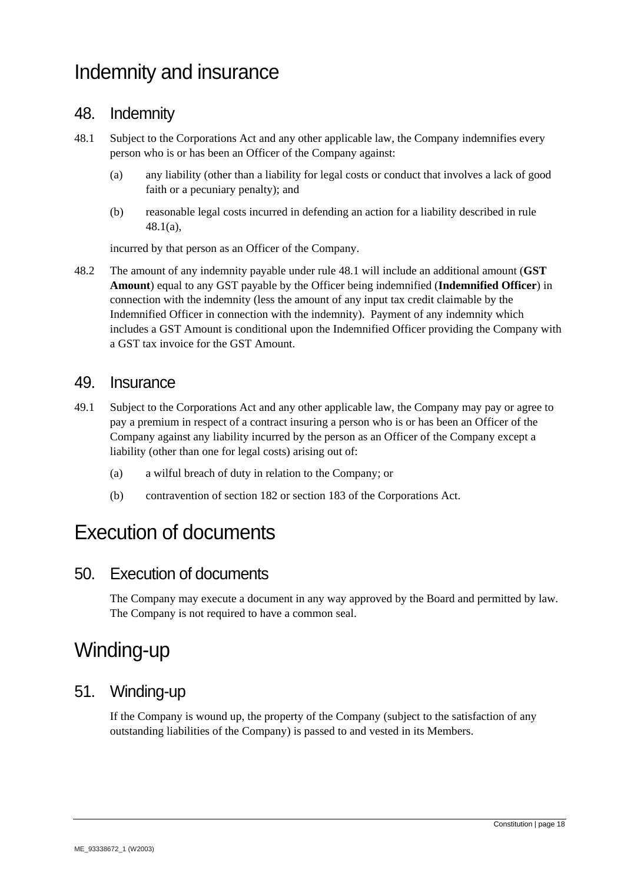# Indemnity and insurance

## 48. Indemnity

48.1 Subject to the Corporations Act and any other applicable law, the Company indemnifies every person who is or has been an Officer of the Company against:

(a) any liability (other than a liability for legal costs or conduct that involves a lack of good faith or a pecuniary penalty); and

(b) reasonable legal costs incurred in defending an action for a liability described in rule 48.1(a),

incurred by that person as an Officer of the Company.

48.2 The amount of any indemnity payable under rule 48.1 will include an additional amount (**GST Amount**) equal to any GST payable by the Officer being indemnified (**Indemnified Officer**) in connection with the indemnity (less the amount of any input tax credit claimable by the Indemnified Officer in connection with the indemnity). Payment of any indemnity which includes a GST Amount is conditional upon the Indemnified Officer providing the Company with a GST tax invoice for the GST Amount.

## 49. Insurance

49.1 Subject to the Corporations Act and any other applicable law, the Company may pay or agree to pay a premium in respect of a contract insuring a person who is or has been an Officer of the Company against any liability incurred by the person as an Officer of the Company except a liability (other than one for legal costs) arising out of:

(a) a wilful breach of duty in relation to the Company; or

(b) contravention of section 182 or section 183 of the Corporations Act.

# Execution of documents

## 50. Execution of documents

The Company may execute a document in any way approved by the Board and permitted by law. The Company is not required to have a common seal.

# Winding-up

## 51. Winding-up

If the Company is wound up, the property of the Company (subject to the satisfaction of any outstanding liabilities of the Company) is passed to and vested in its Members.